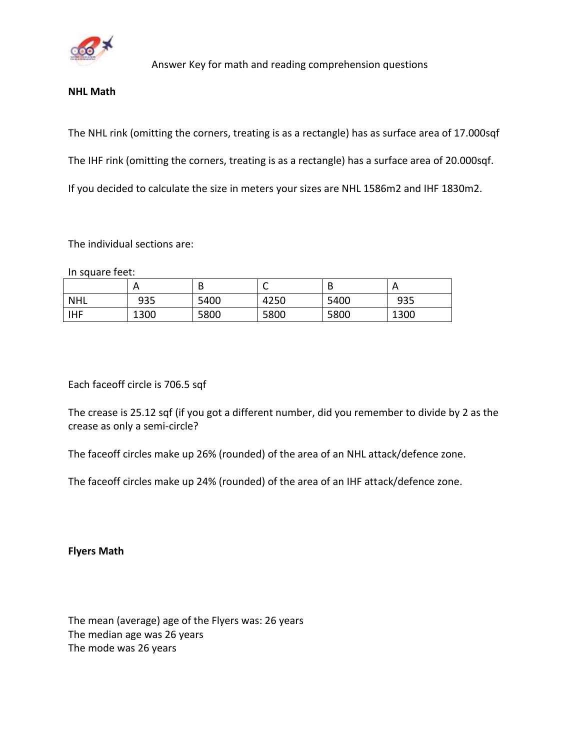Answer Key for math and reading comprehension questions

**NHL Math**

The NHL rink (omitting the corners, treating is as a rectangle) has as surface area of 17.000sqf

The IHF rink (omitting the corners, treating is as a rectangle) has a surface area of 20.000sqf.

If you decided to calculate the size in meters your sizes are NHL 1586m2 and IHF 1830m2.

The individual sections are:

In square feet:

| | A | B | C | B | A |
|---|---|---|---|---|---|
| NHL | 935 | 5400 | 4250 | 5400 | 935 |
| IHF | 1300 | 5800 | 5800 | 5800 | 1300 |

Each faceoff circle is 706.5 sqf

The crease is 25.12 sqf (if you got a different number, did you remember to divide by 2 as the crease as only a semi-circle?

The faceoff circles make up 26% (rounded) of the area of an NHL attack/defence zone.

The faceoff circles make up 24% (rounded) of the area of an IHF attack/defence zone.

**Flyers Math**

The mean (average) age of the Flyers was: 26 years
The median age was 26 years
The mode was 26 years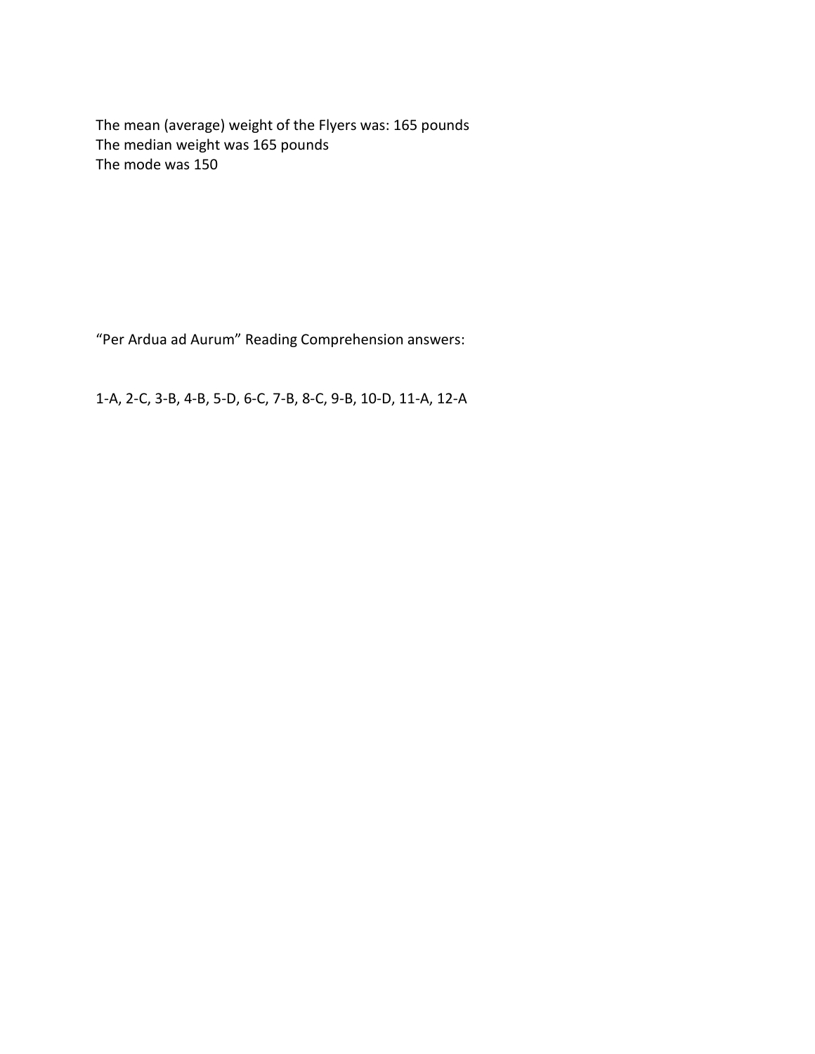The mean (average) weight of the Flyers was: 165 pounds
The median weight was 165 pounds
The mode was 150

“Per Ardua ad Aurum” Reading Comprehension answers:

1-A, 2-C, 3-B, 4-B, 5-D, 6-C, 7-B, 8-C, 9-B, 10-D, 11-A, 12-A